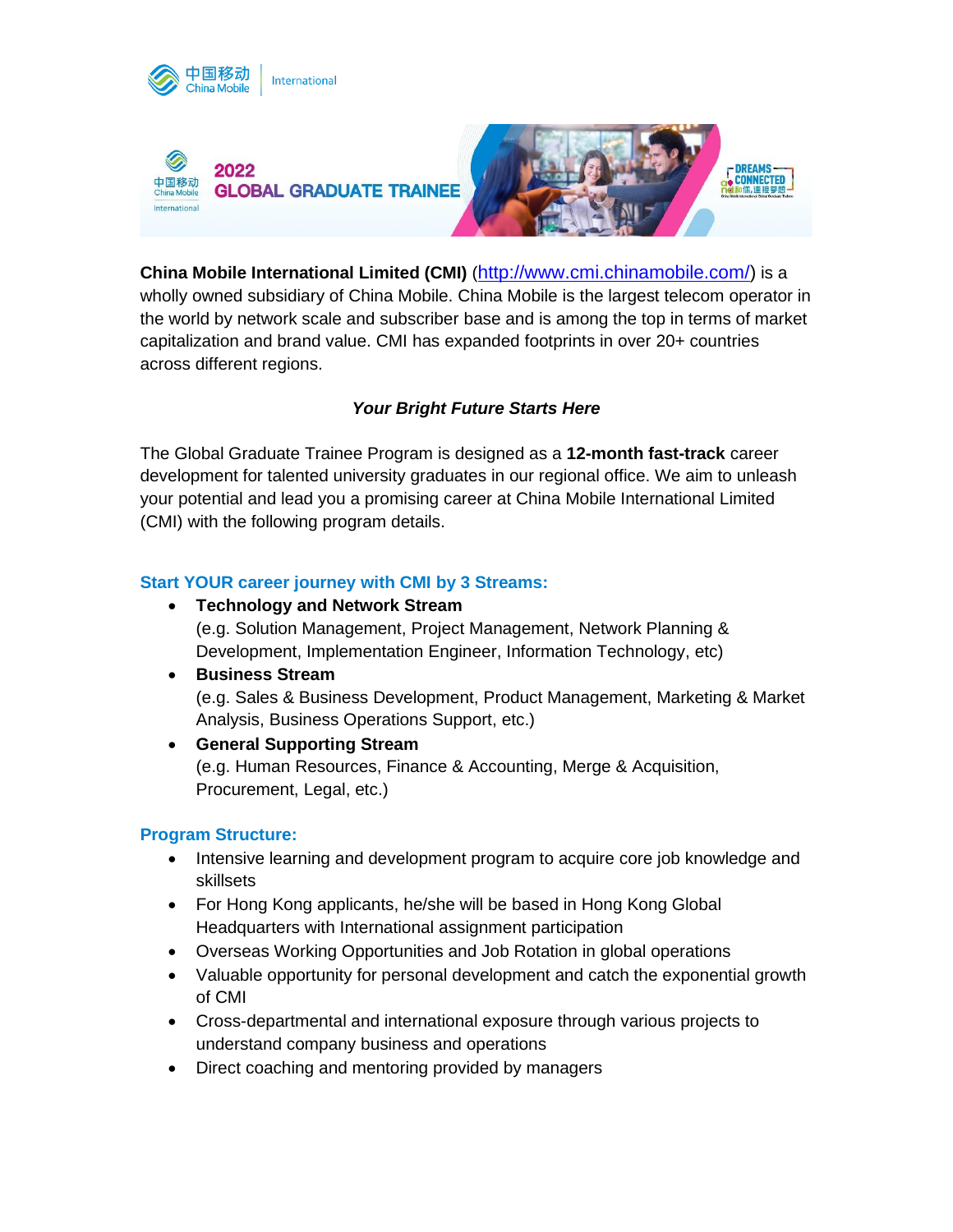# 2022 GLOBAL GRADUATE TRAINEE

**China Mobile International Limited (CMI)** (http://www.cmi.chinamobile.com/) is a wholly owned subsidiary of China Mobile. China Mobile is the largest telecom operator in the world by network scale and subscriber base and is among the top in terms of market capitalization and brand value. CMI has expanded footprints in over 20+ countries across different regions.

***Your Bright Future Starts Here***

The Global Graduate Trainee Program is designed as a **12-month fast-track** career development for talented university graduates in our regional office. We aim to unleash your potential and lead you a promising career at China Mobile International Limited (CMI) with the following program details.

## Start YOUR career journey with CMI by 3 Streams:

- **Technology and Network Stream**
  (e.g. Solution Management, Project Management, Network Planning & Development, Implementation Engineer, Information Technology, etc)
- **Business Stream**
  (e.g. Sales & Business Development, Product Management, Marketing & Market Analysis, Business Operations Support, etc.)
- **General Supporting Stream**
  (e.g. Human Resources, Finance & Accounting, Merge & Acquisition, Procurement, Legal, etc.)

## Program Structure:

- Intensive learning and development program to acquire core job knowledge and skillsets
- For Hong Kong applicants, he/she will be based in Hong Kong Global Headquarters with International assignment participation
- Overseas Working Opportunities and Job Rotation in global operations
- Valuable opportunity for personal development and catch the exponential growth of CMI
- Cross-departmental and international exposure through various projects to understand company business and operations
- Direct coaching and mentoring provided by managers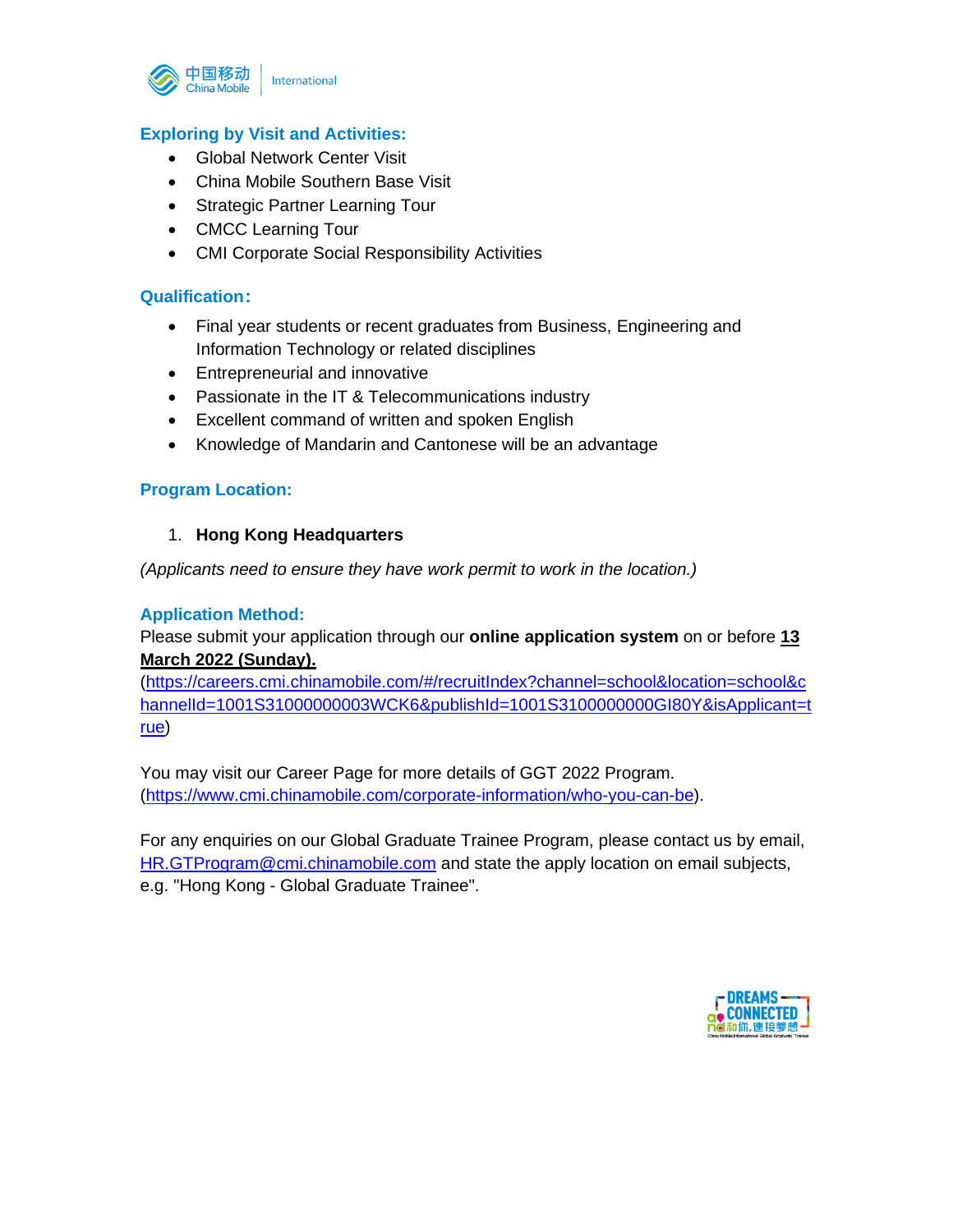### Exploring by Visit and Activities:

- Global Network Center Visit
- China Mobile Southern Base Visit
- Strategic Partner Learning Tour
- CMCC Learning Tour
- CMI Corporate Social Responsibility Activities

### Qualification:

- Final year students or recent graduates from Business, Engineering and Information Technology or related disciplines
- Entrepreneurial and innovative
- Passionate in the IT & Telecommunications industry
- Excellent command of written and spoken English
- Knowledge of Mandarin and Cantonese will be an advantage

### Program Location:

1. **Hong Kong Headquarters**

*(Applicants need to ensure they have work permit to work in the location.)*

### Application Method:

Please submit your application through our **online application system** on or before **13 March 2022 (Sunday).**
(https://careers.cmi.chinamobile.com/#/recruitIndex?channel=school&location=school&channelId=1001S31000000003WCK6&publishId=1001S3100000000GI80Y&isApplicant=true)

You may visit our Career Page for more details of GGT 2022 Program. (https://www.cmi.chinamobile.com/corporate-information/who-you-can-be).

For any enquiries on our Global Graduate Trainee Program, please contact us by email, HR.GTProgram@cmi.chinamobile.com and state the apply location on email subjects, e.g. "Hong Kong - Global Graduate Trainee".